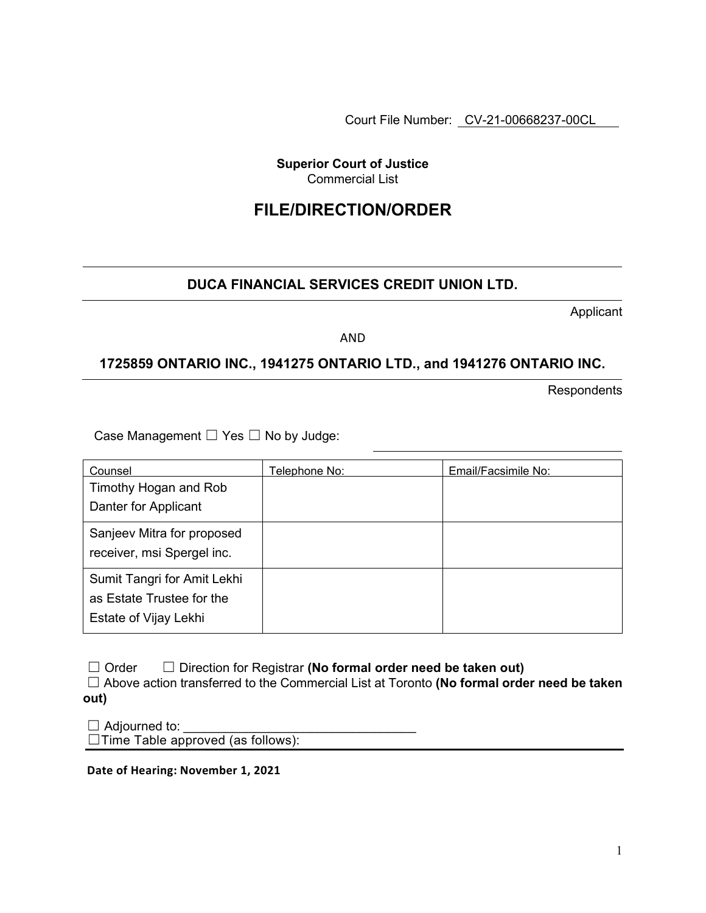Court File Number: CV-21-00668237-00CL

**Superior Court of Justice**
Commercial List

# FILE/DIRECTION/ORDER

**DUCA FINANCIAL SERVICES CREDIT UNION LTD.**

Applicant

AND

**1725859 ONTARIO INC., 1941275 ONTARIO LTD., and 1941276 ONTARIO INC.**

Respondents

Case Management ☐ Yes ☐ No by Judge:

| Counsel | Telephone No: | Email/Facsimile No: |
|---|---|---|
| Timothy Hogan and Rob Danter for Applicant | | |
| Sanjeev Mitra for proposed receiver, msi Spergel inc. | | |
| Sumit Tangri for Amit Lekhi as Estate Trustee for the Estate of Vijay Lekhi | | |

☐ Order ☐ Direction for Registrar **(No formal order need be taken out)**
☐ Above action transferred to the Commercial List at Toronto **(No formal order need be taken out)**

☐ Adjourned to: ________________________________
☐ Time Table approved (as follows):

**Date of Hearing: November 1, 2021**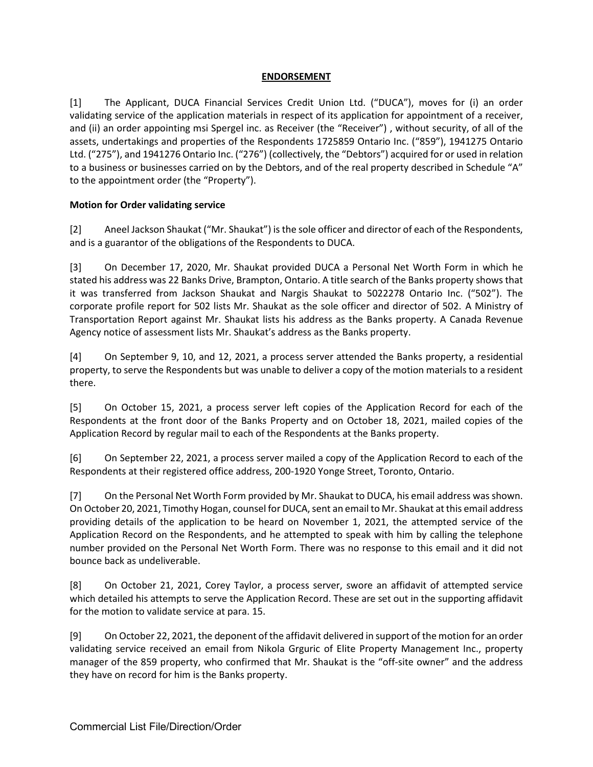## ENDORSEMENT

[1] The Applicant, DUCA Financial Services Credit Union Ltd. ("DUCA"), moves for (i) an order validating service of the application materials in respect of its application for appointment of a receiver, and (ii) an order appointing msi Spergel inc. as Receiver (the "Receiver") , without security, of all of the assets, undertakings and properties of the Respondents 1725859 Ontario Inc. ("859"), 1941275 Ontario Ltd. ("275"), and 1941276 Ontario Inc. ("276") (collectively, the "Debtors") acquired for or used in relation to a business or businesses carried on by the Debtors, and of the real property described in Schedule "A" to the appointment order (the "Property").

**Motion for Order validating service**

[2] Aneel Jackson Shaukat ("Mr. Shaukat") is the sole officer and director of each of the Respondents, and is a guarantor of the obligations of the Respondents to DUCA.

[3] On December 17, 2020, Mr. Shaukat provided DUCA a Personal Net Worth Form in which he stated his address was 22 Banks Drive, Brampton, Ontario. A title search of the Banks property shows that it was transferred from Jackson Shaukat and Nargis Shaukat to 5022278 Ontario Inc. ("502"). The corporate profile report for 502 lists Mr. Shaukat as the sole officer and director of 502. A Ministry of Transportation Report against Mr. Shaukat lists his address as the Banks property. A Canada Revenue Agency notice of assessment lists Mr. Shaukat's address as the Banks property.

[4] On September 9, 10, and 12, 2021, a process server attended the Banks property, a residential property, to serve the Respondents but was unable to deliver a copy of the motion materials to a resident there.

[5] On October 15, 2021, a process server left copies of the Application Record for each of the Respondents at the front door of the Banks Property and on October 18, 2021, mailed copies of the Application Record by regular mail to each of the Respondents at the Banks property.

[6] On September 22, 2021, a process server mailed a copy of the Application Record to each of the Respondents at their registered office address, 200-1920 Yonge Street, Toronto, Ontario.

[7] On the Personal Net Worth Form provided by Mr. Shaukat to DUCA, his email address was shown. On October 20, 2021, Timothy Hogan, counsel for DUCA, sent an email to Mr. Shaukat at this email address providing details of the application to be heard on November 1, 2021, the attempted service of the Application Record on the Respondents, and he attempted to speak with him by calling the telephone number provided on the Personal Net Worth Form. There was no response to this email and it did not bounce back as undeliverable.

[8] On October 21, 2021, Corey Taylor, a process server, swore an affidavit of attempted service which detailed his attempts to serve the Application Record. These are set out in the supporting affidavit for the motion to validate service at para. 15.

[9] On October 22, 2021, the deponent of the affidavit delivered in support of the motion for an order validating service received an email from Nikola Grguric of Elite Property Management Inc., property manager of the 859 property, who confirmed that Mr. Shaukat is the "off-site owner" and the address they have on record for him is the Banks property.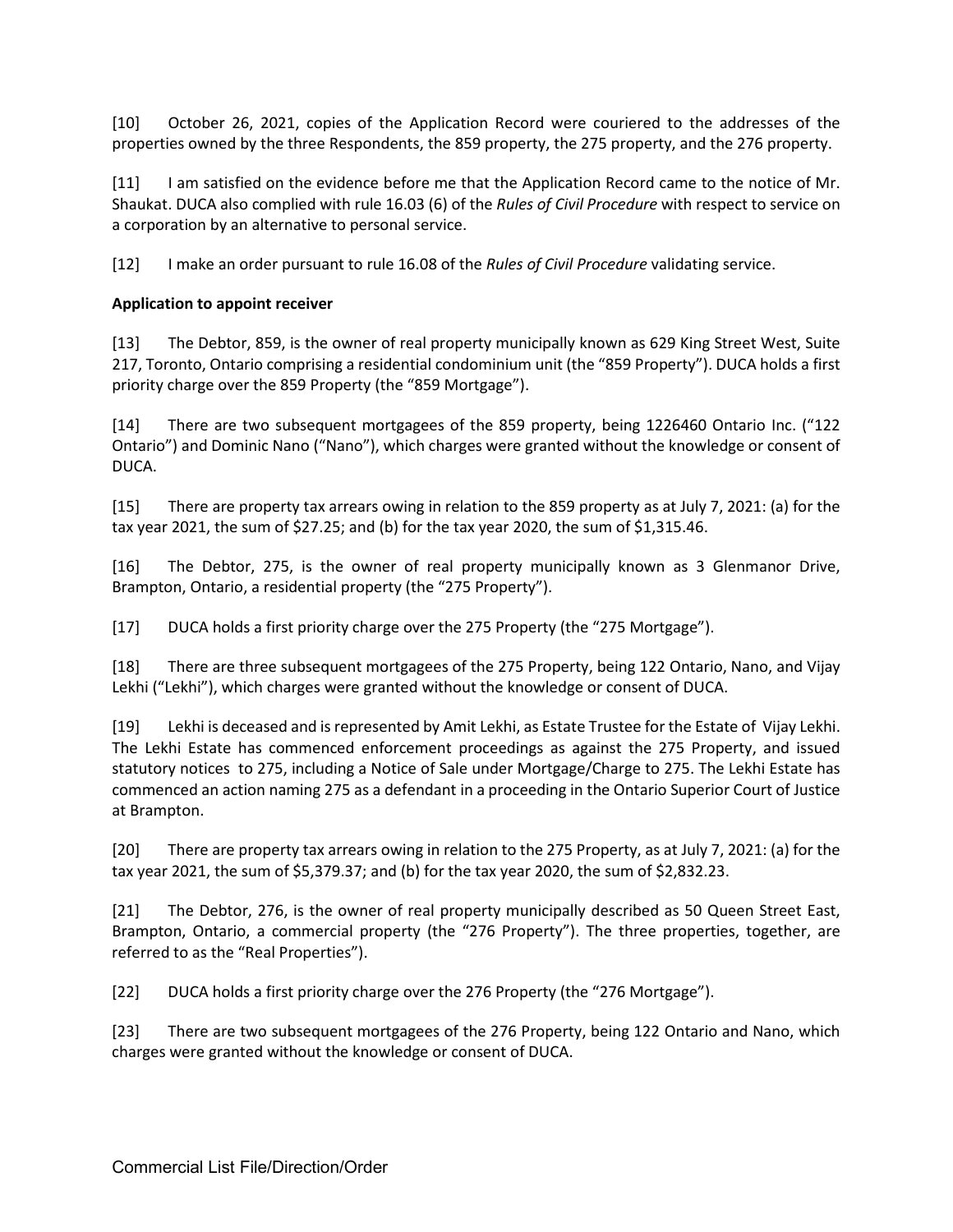[10] October 26, 2021, copies of the Application Record were couriered to the addresses of the properties owned by the three Respondents, the 859 property, the 275 property, and the 276 property.

[11] I am satisfied on the evidence before me that the Application Record came to the notice of Mr. Shaukat. DUCA also complied with rule 16.03 (6) of the *Rules of Civil Procedure* with respect to service on a corporation by an alternative to personal service.

[12] I make an order pursuant to rule 16.08 of the *Rules of Civil Procedure* validating service.

**Application to appoint receiver**

[13] The Debtor, 859, is the owner of real property municipally known as 629 King Street West, Suite 217, Toronto, Ontario comprising a residential condominium unit (the "859 Property"). DUCA holds a first priority charge over the 859 Property (the "859 Mortgage").

[14] There are two subsequent mortgagees of the 859 property, being 1226460 Ontario Inc. ("122 Ontario") and Dominic Nano ("Nano"), which charges were granted without the knowledge or consent of DUCA.

[15] There are property tax arrears owing in relation to the 859 property as at July 7, 2021: (a) for the tax year 2021, the sum of $27.25; and (b) for the tax year 2020, the sum of $1,315.46.

[16] The Debtor, 275, is the owner of real property municipally known as 3 Glenmanor Drive, Brampton, Ontario, a residential property (the "275 Property").

[17] DUCA holds a first priority charge over the 275 Property (the "275 Mortgage").

[18] There are three subsequent mortgagees of the 275 Property, being 122 Ontario, Nano, and Vijay Lekhi ("Lekhi"), which charges were granted without the knowledge or consent of DUCA.

[19] Lekhi is deceased and is represented by Amit Lekhi, as Estate Trustee for the Estate of Vijay Lekhi. The Lekhi Estate has commenced enforcement proceedings as against the 275 Property, and issued statutory notices to 275, including a Notice of Sale under Mortgage/Charge to 275. The Lekhi Estate has commenced an action naming 275 as a defendant in a proceeding in the Ontario Superior Court of Justice at Brampton.

[20] There are property tax arrears owing in relation to the 275 Property, as at July 7, 2021: (a) for the tax year 2021, the sum of $5,379.37; and (b) for the tax year 2020, the sum of $2,832.23.

[21] The Debtor, 276, is the owner of real property municipally described as 50 Queen Street East, Brampton, Ontario, a commercial property (the "276 Property"). The three properties, together, are referred to as the "Real Properties").

[22] DUCA holds a first priority charge over the 276 Property (the "276 Mortgage").

[23] There are two subsequent mortgagees of the 276 Property, being 122 Ontario and Nano, which charges were granted without the knowledge or consent of DUCA.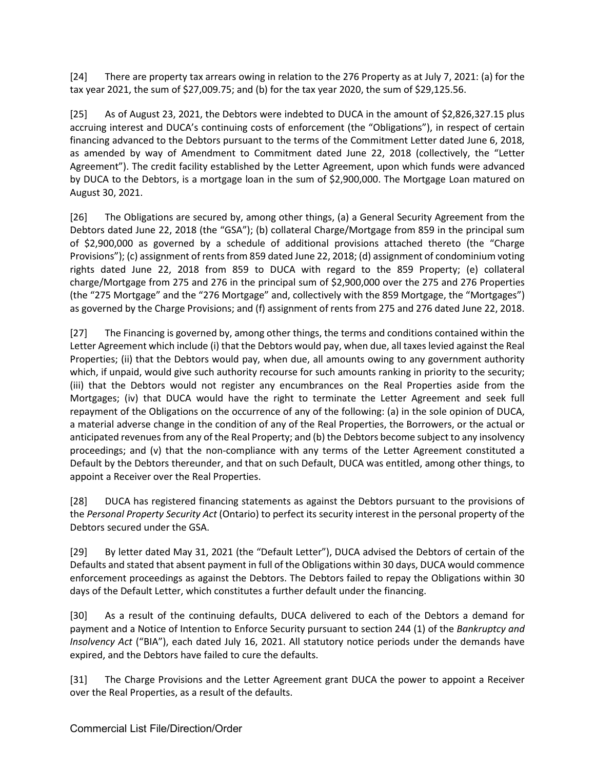[24] There are property tax arrears owing in relation to the 276 Property as at July 7, 2021: (a) for the tax year 2021, the sum of $27,009.75; and (b) for the tax year 2020, the sum of $29,125.56.

[25] As of August 23, 2021, the Debtors were indebted to DUCA in the amount of $2,826,327.15 plus accruing interest and DUCA's continuing costs of enforcement (the "Obligations"), in respect of certain financing advanced to the Debtors pursuant to the terms of the Commitment Letter dated June 6, 2018, as amended by way of Amendment to Commitment dated June 22, 2018 (collectively, the "Letter Agreement"). The credit facility established by the Letter Agreement, upon which funds were advanced by DUCA to the Debtors, is a mortgage loan in the sum of $2,900,000. The Mortgage Loan matured on August 30, 2021.

[26] The Obligations are secured by, among other things, (a) a General Security Agreement from the Debtors dated June 22, 2018 (the "GSA"); (b) collateral Charge/Mortgage from 859 in the principal sum of $2,900,000 as governed by a schedule of additional provisions attached thereto (the "Charge Provisions"); (c) assignment of rents from 859 dated June 22, 2018; (d) assignment of condominium voting rights dated June 22, 2018 from 859 to DUCA with regard to the 859 Property; (e) collateral charge/Mortgage from 275 and 276 in the principal sum of $2,900,000 over the 275 and 276 Properties (the "275 Mortgage" and the "276 Mortgage" and, collectively with the 859 Mortgage, the "Mortgages") as governed by the Charge Provisions; and (f) assignment of rents from 275 and 276 dated June 22, 2018.

[27] The Financing is governed by, among other things, the terms and conditions contained within the Letter Agreement which include (i) that the Debtors would pay, when due, all taxes levied against the Real Properties; (ii) that the Debtors would pay, when due, all amounts owing to any government authority which, if unpaid, would give such authority recourse for such amounts ranking in priority to the security; (iii) that the Debtors would not register any encumbrances on the Real Properties aside from the Mortgages; (iv) that DUCA would have the right to terminate the Letter Agreement and seek full repayment of the Obligations on the occurrence of any of the following: (a) in the sole opinion of DUCA, a material adverse change in the condition of any of the Real Properties, the Borrowers, or the actual or anticipated revenues from any of the Real Property; and (b) the Debtors become subject to any insolvency proceedings; and (v) that the non-compliance with any terms of the Letter Agreement constituted a Default by the Debtors thereunder, and that on such Default, DUCA was entitled, among other things, to appoint a Receiver over the Real Properties.

[28] DUCA has registered financing statements as against the Debtors pursuant to the provisions of the *Personal Property Security Act* (Ontario) to perfect its security interest in the personal property of the Debtors secured under the GSA.

[29] By letter dated May 31, 2021 (the "Default Letter"), DUCA advised the Debtors of certain of the Defaults and stated that absent payment in full of the Obligations within 30 days, DUCA would commence enforcement proceedings as against the Debtors. The Debtors failed to repay the Obligations within 30 days of the Default Letter, which constitutes a further default under the financing.

[30] As a result of the continuing defaults, DUCA delivered to each of the Debtors a demand for payment and a Notice of Intention to Enforce Security pursuant to section 244 (1) of the *Bankruptcy and Insolvency Act* ("BIA"), each dated July 16, 2021. All statutory notice periods under the demands have expired, and the Debtors have failed to cure the defaults.

[31] The Charge Provisions and the Letter Agreement grant DUCA the power to appoint a Receiver over the Real Properties, as a result of the defaults.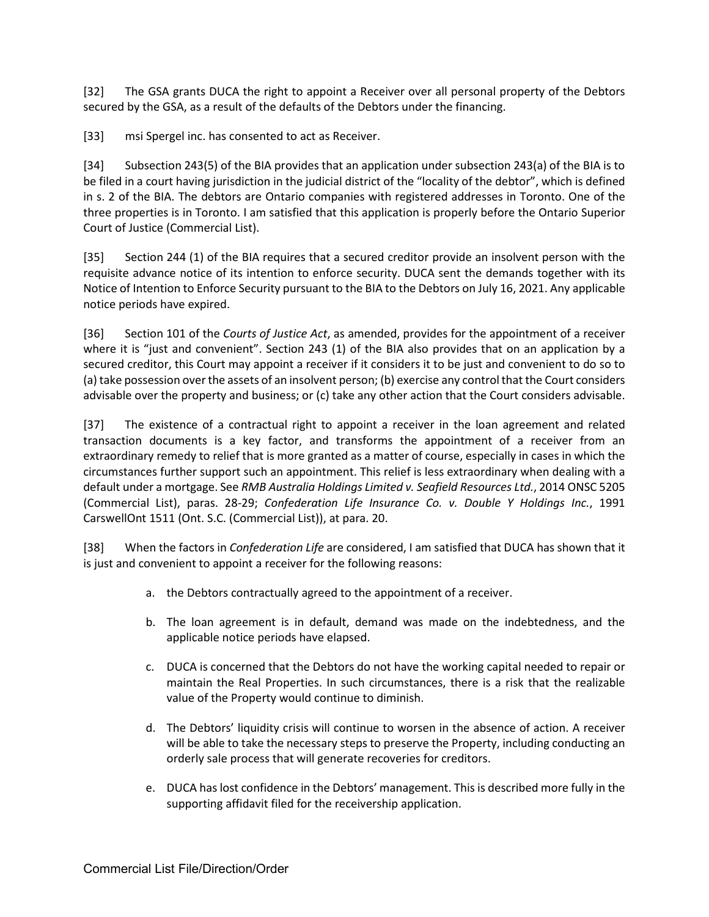[32] The GSA grants DUCA the right to appoint a Receiver over all personal property of the Debtors secured by the GSA, as a result of the defaults of the Debtors under the financing.

[33] msi Spergel inc. has consented to act as Receiver.

[34] Subsection 243(5) of the BIA provides that an application under subsection 243(a) of the BIA is to be filed in a court having jurisdiction in the judicial district of the "locality of the debtor", which is defined in s. 2 of the BIA. The debtors are Ontario companies with registered addresses in Toronto. One of the three properties is in Toronto. I am satisfied that this application is properly before the Ontario Superior Court of Justice (Commercial List).

[35] Section 244 (1) of the BIA requires that a secured creditor provide an insolvent person with the requisite advance notice of its intention to enforce security. DUCA sent the demands together with its Notice of Intention to Enforce Security pursuant to the BIA to the Debtors on July 16, 2021. Any applicable notice periods have expired.

[36] Section 101 of the *Courts of Justice Act*, as amended, provides for the appointment of a receiver where it is "just and convenient". Section 243 (1) of the BIA also provides that on an application by a secured creditor, this Court may appoint a receiver if it considers it to be just and convenient to do so to (a) take possession over the assets of an insolvent person; (b) exercise any control that the Court considers advisable over the property and business; or (c) take any other action that the Court considers advisable.

[37] The existence of a contractual right to appoint a receiver in the loan agreement and related transaction documents is a key factor, and transforms the appointment of a receiver from an extraordinary remedy to relief that is more granted as a matter of course, especially in cases in which the circumstances further support such an appointment. This relief is less extraordinary when dealing with a default under a mortgage. See *RMB Australia Holdings Limited v. Seafield Resources Ltd.*, 2014 ONSC 5205 (Commercial List), paras. 28-29; *Confederation Life Insurance Co. v. Double Y Holdings Inc.*, 1991 CarswellOnt 1511 (Ont. S.C. (Commercial List)), at para. 20.

[38] When the factors in *Confederation Life* are considered, I am satisfied that DUCA has shown that it is just and convenient to appoint a receiver for the following reasons:

a. the Debtors contractually agreed to the appointment of a receiver.

b. The loan agreement is in default, demand was made on the indebtedness, and the applicable notice periods have elapsed.

c. DUCA is concerned that the Debtors do not have the working capital needed to repair or maintain the Real Properties. In such circumstances, there is a risk that the realizable value of the Property would continue to diminish.

d. The Debtors' liquidity crisis will continue to worsen in the absence of action. A receiver will be able to take the necessary steps to preserve the Property, including conducting an orderly sale process that will generate recoveries for creditors.

e. DUCA has lost confidence in the Debtors' management. This is described more fully in the supporting affidavit filed for the receivership application.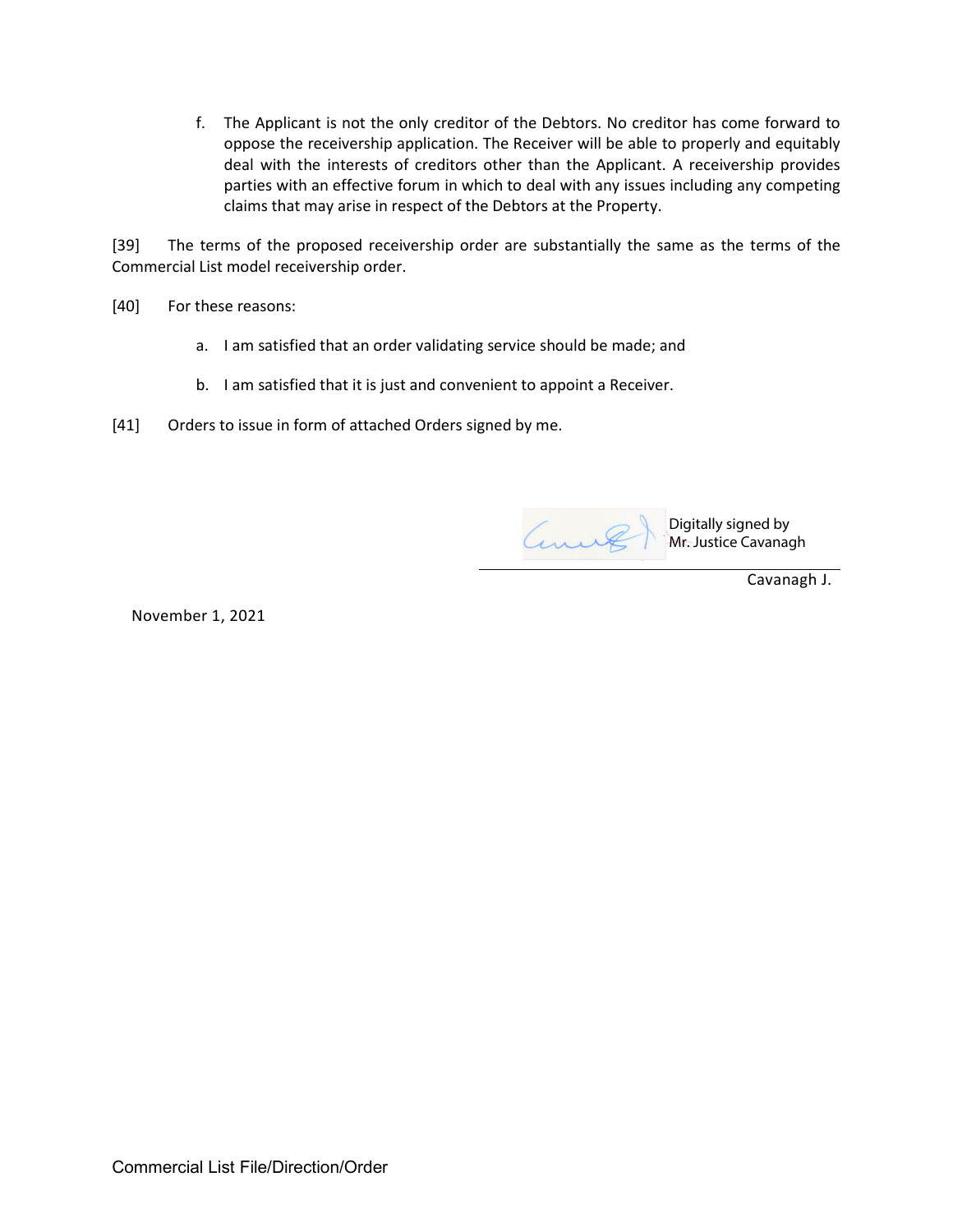f. The Applicant is not the only creditor of the Debtors. No creditor has come forward to oppose the receivership application. The Receiver will be able to properly and equitably deal with the interests of creditors other than the Applicant. A receivership provides parties with an effective forum in which to deal with any issues including any competing claims that may arise in respect of the Debtors at the Property.

[39] The terms of the proposed receivership order are substantially the same as the terms of the Commercial List model receivership order.

[40] For these reasons:

a. I am satisfied that an order validating service should be made; and

b. I am satisfied that it is just and convenient to appoint a Receiver.

[41] Orders to issue in form of attached Orders signed by me.

Digitally signed by Mr. Justice Cavanagh

Cavanagh J.

November 1, 2021

Commercial List File/Direction/Order